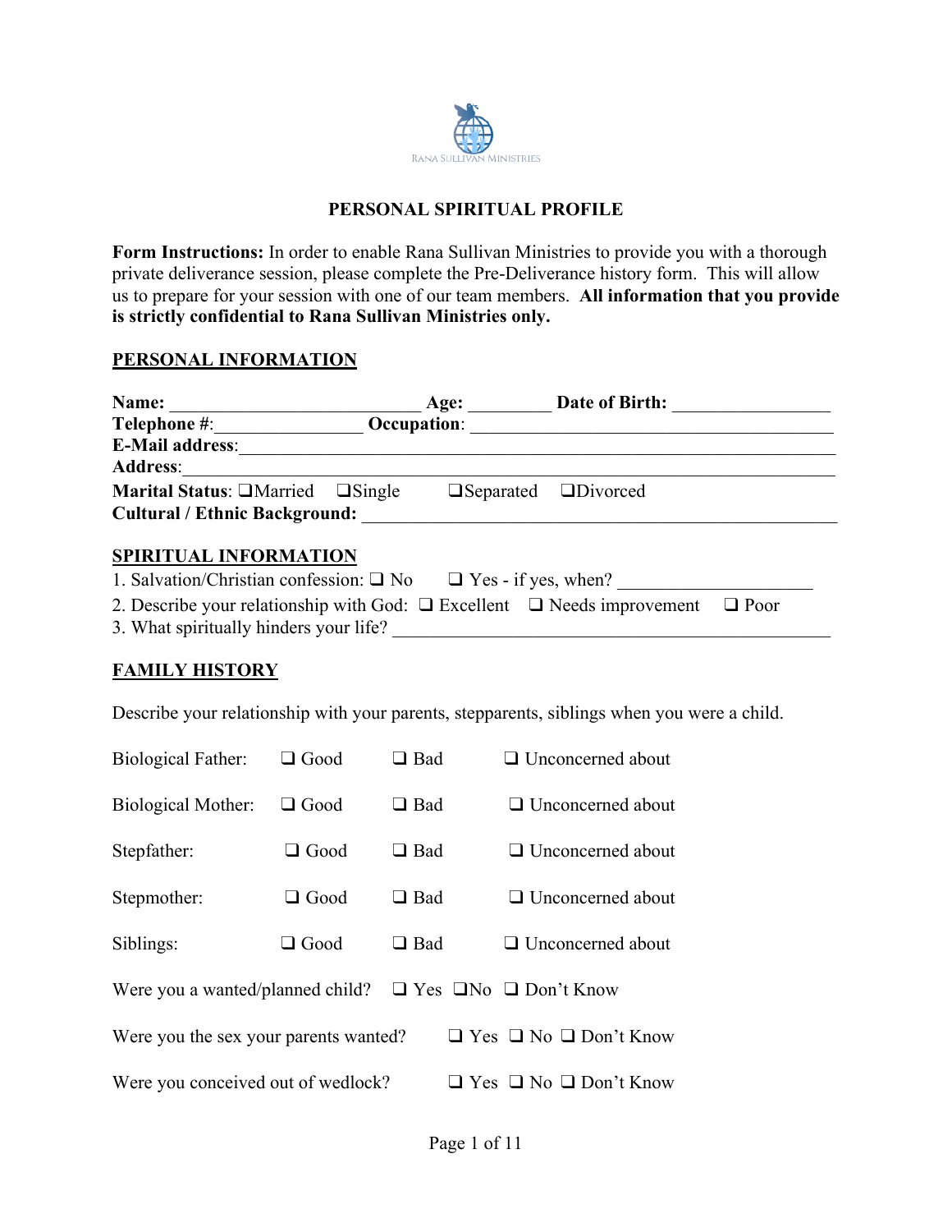RANA SULLIVAN MINISTRIES

# PERSONAL SPIRITUAL PROFILE

**Form Instructions:** In order to enable Rana Sullivan Ministries to provide you with a thorough private deliverance session, please complete the Pre-Deliverance history form. This will allow us to prepare for your session with one of our team members. **All information that you provide is strictly confidential to Rana Sullivan Ministries only.**

## PERSONAL INFORMATION

**Name:** ___________________________ **Age:** _________ **Date of Birth:** _________________
**Telephone #**:________________ **Occupation**: ________________________________________
**E-Mail address**:_______________________________________________________________
**Address**:_____________________________________________________________________
**Marital Status**: ❑Married ❑Single ❑Separated ❑Divorced
**Cultural / Ethnic Background:** ___________________________________________________

## SPIRITUAL INFORMATION

1. Salvation/Christian confession: ❑ No ❑ Yes - if yes, when? _____________________
2. Describe your relationship with God: ❑ Excellent ❑ Needs improvement ❑ Poor
3. What spiritually hinders your life? ________________________________________________

## FAMILY HISTORY

Describe your relationship with your parents, stepparents, siblings when you were a child.

Biological Father: ❑ Good ❑ Bad ❑ Unconcerned about

Biological Mother: ❑ Good ❑ Bad ❑ Unconcerned about

Stepfather: ❑ Good ❑ Bad ❑ Unconcerned about

Stepmother: ❑ Good ❑ Bad ❑ Unconcerned about

Siblings: ❑ Good ❑ Bad ❑ Unconcerned about

Were you a wanted/planned child? ❑ Yes ❑No ❑ Don't Know

Were you the sex your parents wanted? ❑ Yes ❑ No ❑ Don't Know

Were you conceived out of wedlock? ❑ Yes ❑ No ❑ Don't Know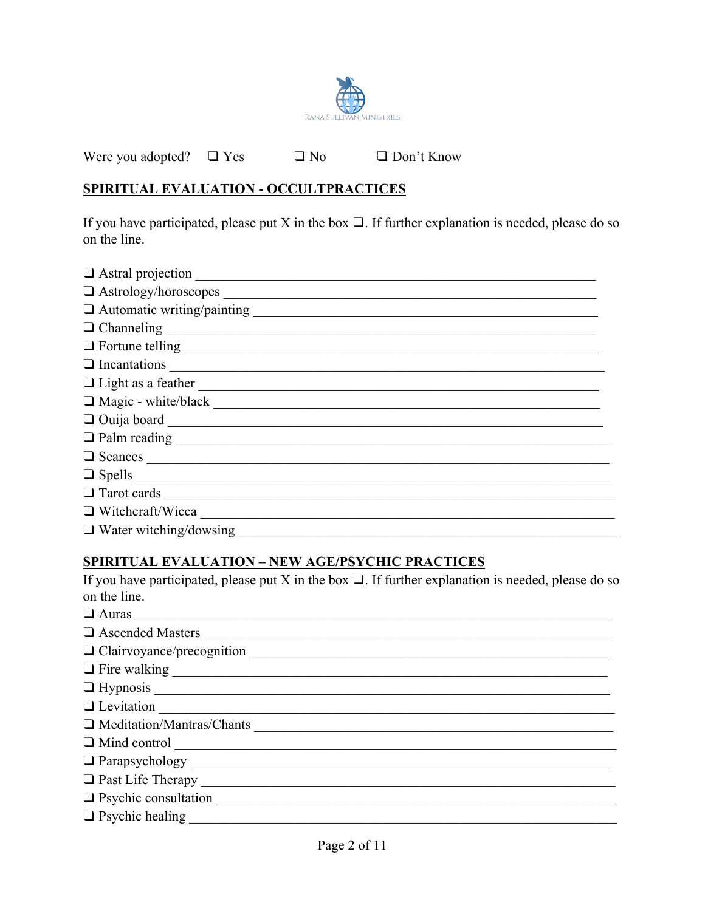RANA SULLIVAN MINISTRIES

Were you adopted? ❑ Yes ❑ No ❑ Don't Know

## SPIRITUAL EVALUATION - OCCULTPRACTICES

If you have participated, please put X in the box ❑. If further explanation is needed, please do so on the line.

❑ Astral projection ____________________
❑ Astrology/horoscopes ____________________
❑ Automatic writing/painting ____________________
❑ Channeling ____________________
❑ Fortune telling ____________________
❑ Incantations ____________________
❑ Light as a feather ____________________
❑ Magic - white/black ____________________
❑ Ouija board ____________________
❑ Palm reading ____________________
❑ Seances ____________________
❑ Spells ____________________
❑ Tarot cards ____________________
❑ Witchcraft/Wicca ____________________
❑ Water witching/dowsing ____________________

## SPIRITUAL EVALUATION – NEW AGE/PSYCHIC PRACTICES

If you have participated, please put X in the box ❑. If further explanation is needed, please do so on the line.

❑ Auras ____________________
❑ Ascended Masters ____________________
❑ Clairvoyance/precognition ____________________
❑ Fire walking ____________________
❑ Hypnosis ____________________
❑ Levitation ____________________
❑ Meditation/Mantras/Chants ____________________
❑ Mind control ____________________
❑ Parapsychology ____________________
❑ Past Life Therapy ____________________
❑ Psychic consultation ____________________
❑ Psychic healing ____________________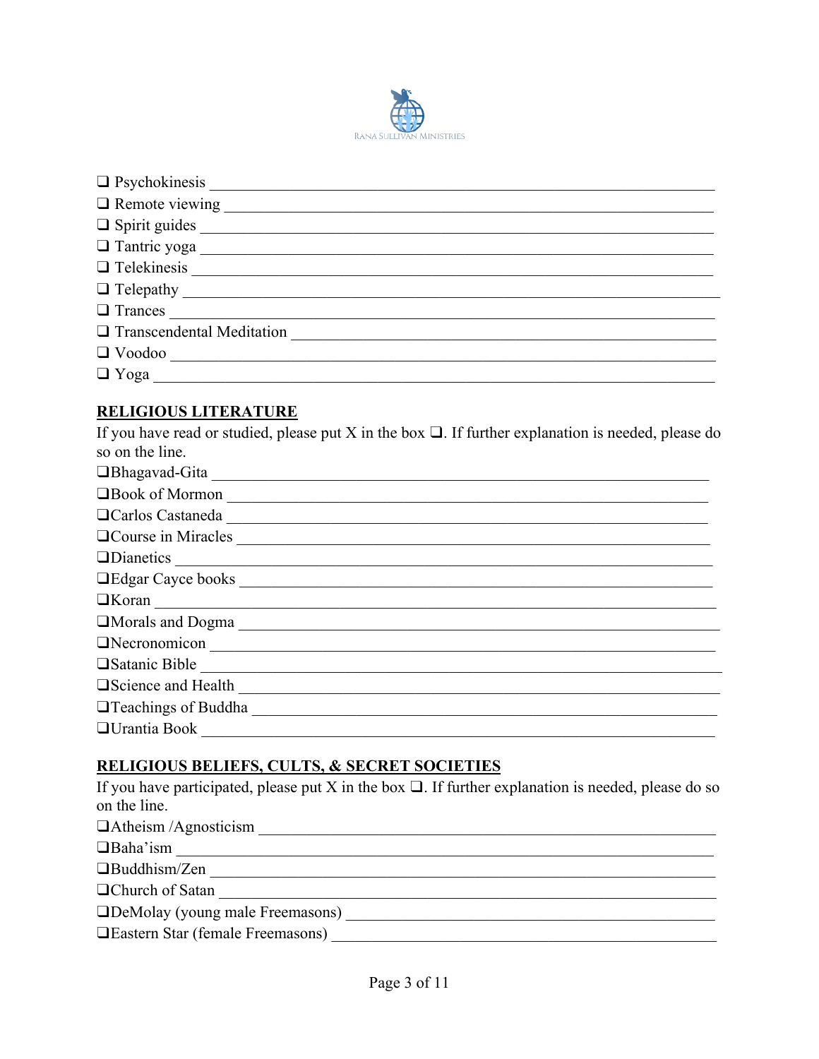❑ Psychokinesis ____________________________________________________________
❑ Remote viewing __________________________________________________________
❑ Spirit guides ____________________________________________________________
❑ Tantric yoga ____________________________________________________________
❑ Telekinesis _____________________________________________________________
❑ Telepathy _______________________________________________________________
❑ Trances ________________________________________________________________
❑ Transcendental Meditation _________________________________________________
❑ Voodoo ________________________________________________________________
❑ Yoga __________________________________________________________________

## RELIGIOUS LITERATURE

If you have read or studied, please put X in the box ❑. If further explanation is needed, please do so on the line.

❑Bhagavad-Gita ____________________________________________________________
❑Book of Mormon __________________________________________________________
❑Carlos Castaneda _________________________________________________________
❑Course in Miracles ________________________________________________________
❑Dianetics _______________________________________________________________
❑Edgar Cayce books ________________________________________________________
❑Koran __________________________________________________________________
❑Morals and Dogma ________________________________________________________
❑Necronomicon ____________________________________________________________
❑Satanic Bible _____________________________________________________________
❑Science and Health ________________________________________________________
❑Teachings of Buddha _______________________________________________________
❑Urantia Book _____________________________________________________________

## RELIGIOUS BELIEFS, CULTS, & SECRET SOCIETIES

If you have participated, please put X in the box ❑. If further explanation is needed, please do so on the line.

❑Atheism /Agnosticism ______________________________________________________
❑Baha'ism _________________________________________________________________
❑Buddhism/Zen ____________________________________________________________
❑Church of Satan ___________________________________________________________
❑DeMolay (young male Freemasons) ___________________________________________
❑Eastern Star (female Freemasons) ____________________________________________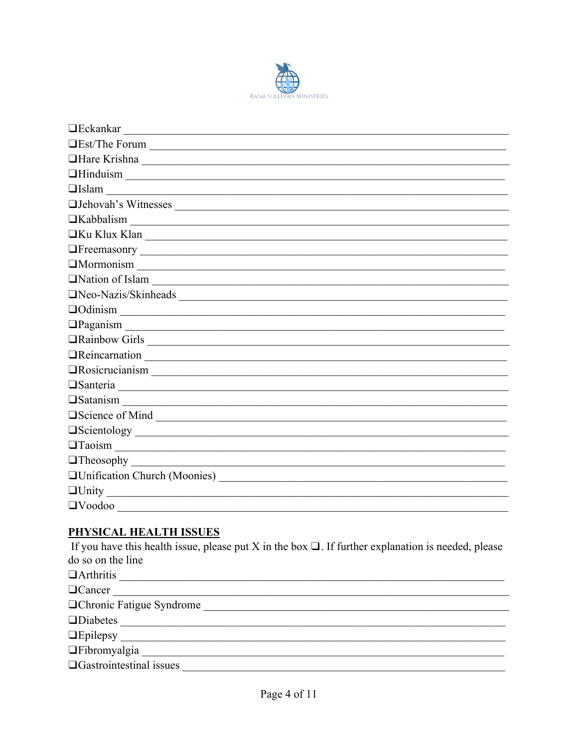❑Eckankar ______________________________________________________________________

❑Est/The Forum _________________________________________________________________

❑Hare Krishna __________________________________________________________________

❑Hinduism _____________________________________________________________________

❑Islam _________________________________________________________________________

❑Jehovah's Witnesses ____________________________________________________________

❑Kabbalism ____________________________________________________________________

❑Ku Klux Klan __________________________________________________________________

❑Freemasonry ___________________________________________________________________

❑Mormonism ___________________________________________________________________

❑Nation of Islam _________________________________________________________________

❑Neo-Nazis/Skinheads ____________________________________________________________

❑Odinism ______________________________________________________________________

❑Paganism _____________________________________________________________________

❑Rainbow Girls _________________________________________________________________

❑Reincarnation _________________________________________________________________

❑Rosicrucianism ________________________________________________________________

❑Santeria ______________________________________________________________________

❑Satanism ______________________________________________________________________

❑Science of Mind ________________________________________________________________

❑Scientology ____________________________________________________________________

❑Taoism ________________________________________________________________________

❑Theosophy _____________________________________________________________________

❑Unification Church (Moonies) ____________________________________________________

❑Unity _________________________________________________________________________

❑Voodoo _______________________________________________________________________

## PHYSICAL HEALTH ISSUES

If you have this health issue, please put X in the box ❑. If further explanation is needed, please do so on the line

❑Arthritis ______________________________________________________________________

❑Cancer _______________________________________________________________________

❑Chronic Fatigue Syndrome _______________________________________________________

❑Diabetes ______________________________________________________________________

❑Epilepsy ______________________________________________________________________

❑Fibromyalgia __________________________________________________________________

❑Gastrointestinal issues __________________________________________________________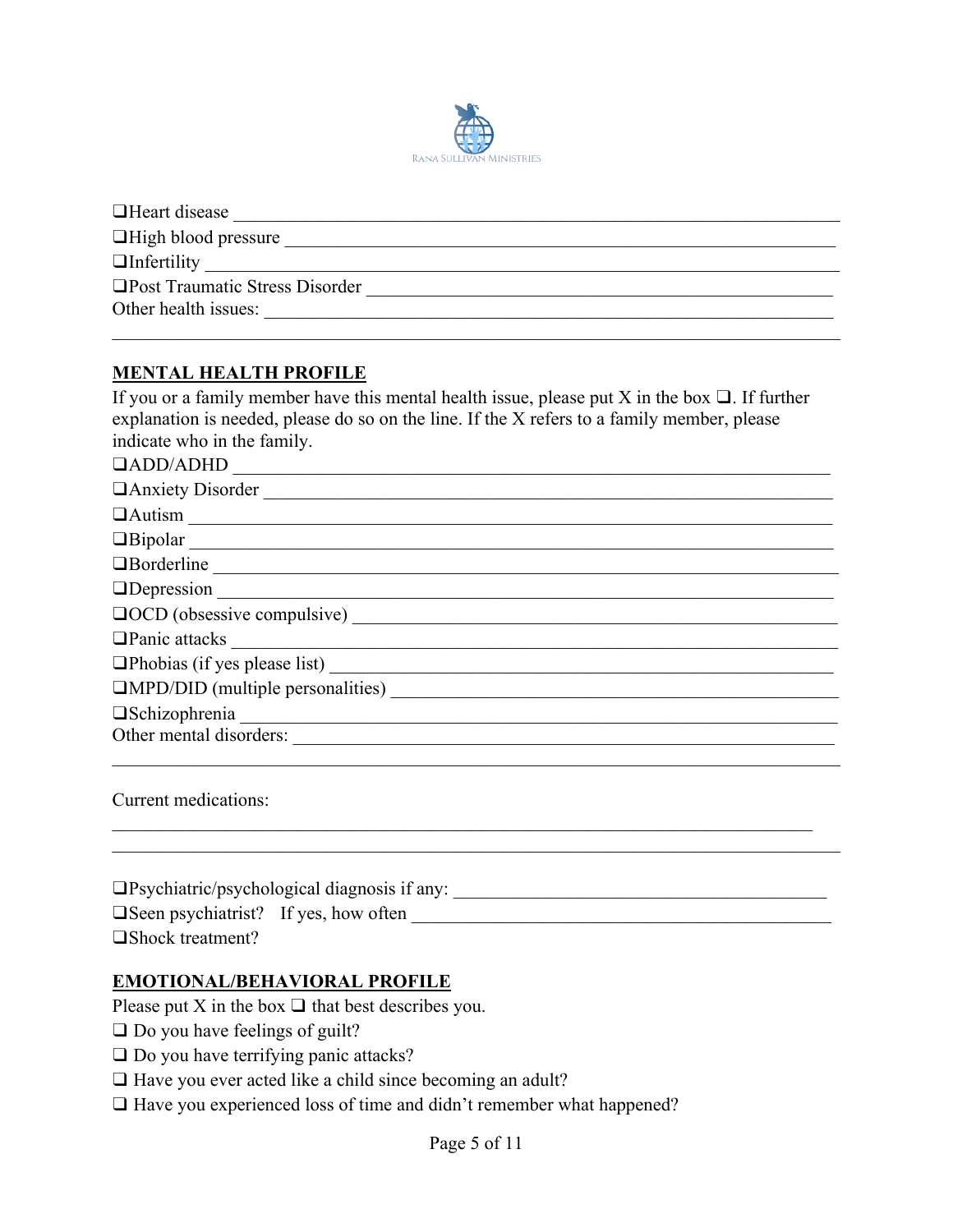❑Heart disease ___________________________________________________________________

❑High blood pressure _______________________________________________________________

❑Infertility _____________________________________________________________________

❑Post Traumatic Stress Disorder ____________________________________________________

Other health issues: _______________________________________________________________

________________________________________________________________________________

**MENTAL HEALTH PROFILE**

If you or a family member have this mental health issue, please put X in the box ❑. If further explanation is needed, please do so on the line. If the X refers to a family member, please indicate who in the family.

❑ADD/ADHD _____________________________________________________________________

❑Anxiety Disorder ________________________________________________________________

❑Autism _______________________________________________________________________

❑Bipolar _______________________________________________________________________

❑Borderline _____________________________________________________________________

❑Depression _____________________________________________________________________

❑OCD (obsessive compulsive) ______________________________________________________

❑Panic attacks ___________________________________________________________________

❑Phobias (if yes please list) _______________________________________________________

❑MPD/DID (multiple personalities) __________________________________________________

❑Schizophrenia __________________________________________________________________

Other mental disorders: ____________________________________________________________

________________________________________________________________________________

Current medications:

________________________________________________________________________________

________________________________________________________________________________

❑Psychiatric/psychological diagnosis if any: ___________________________________________

❑Seen psychiatrist? If yes, how often ________________________________________________

❑Shock treatment?

**EMOTIONAL/BEHAVIORAL PROFILE**

Please put X in the box ❑ that best describes you.

❑ Do you have feelings of guilt?

❑ Do you have terrifying panic attacks?

❑ Have you ever acted like a child since becoming an adult?

❑ Have you experienced loss of time and didn't remember what happened?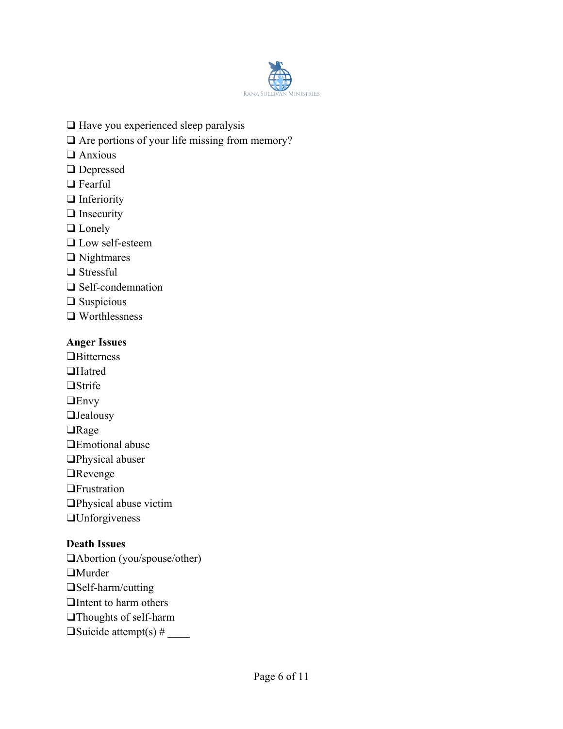- ❑ Have you experienced sleep paralysis
- ❑ Are portions of your life missing from memory?
- ❑ Anxious
- ❑ Depressed
- ❑ Fearful
- ❑ Inferiority
- ❑ Insecurity
- ❑ Lonely
- ❑ Low self-esteem
- ❑ Nightmares
- ❑ Stressful
- ❑ Self-condemnation
- ❑ Suspicious
- ❑ Worthlessness

**Anger Issues**

- ❑Bitterness
- ❑Hatred
- ❑Strife
- ❑Envy
- ❑Jealousy
- ❑Rage
- ❑Emotional abuse
- ❑Physical abuser
- ❑Revenge
- ❑Frustration
- ❑Physical abuse victim
- ❑Unforgiveness

**Death Issues**

- ❑Abortion (you/spouse/other)
- ❑Murder
- ❑Self-harm/cutting
- ❑Intent to harm others
- ❑Thoughts of self-harm
- ❑Suicide attempt(s) # ____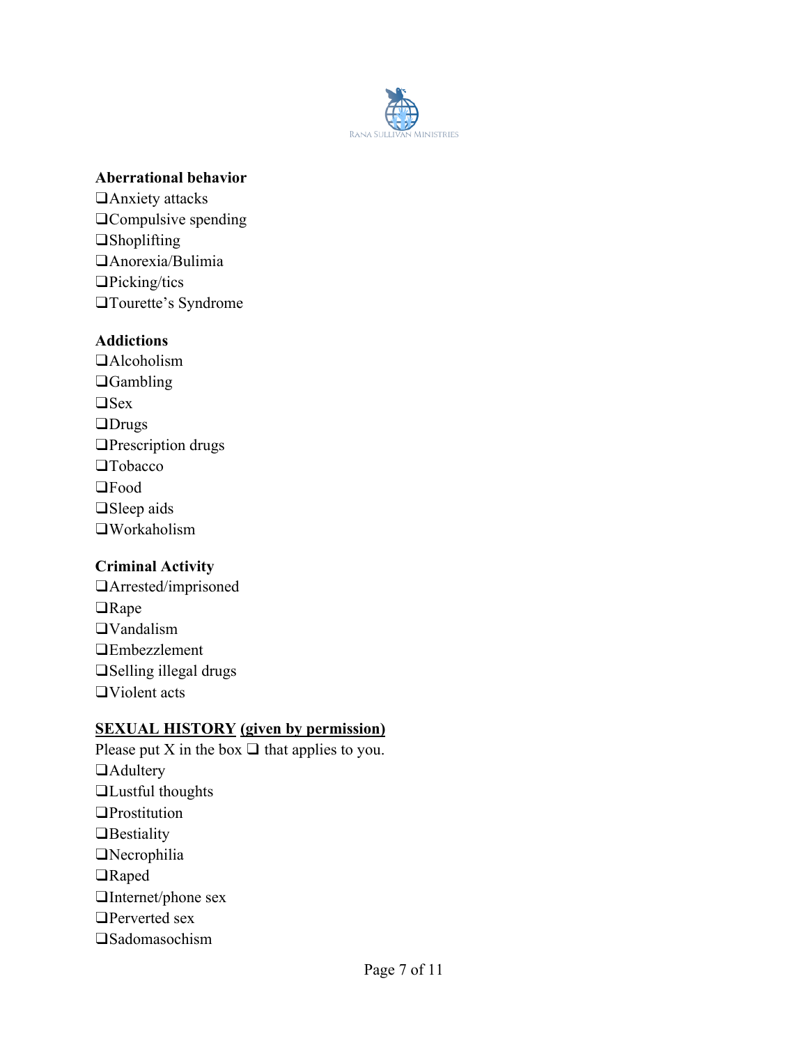**Aberrational behavior**

❑Anxiety attacks
❑Compulsive spending
❑Shoplifting
❑Anorexia/Bulimia
❑Picking/tics
❑Tourette's Syndrome

**Addictions**

❑Alcoholism
❑Gambling
❑Sex
❑Drugs
❑Prescription drugs
❑Tobacco
❑Food
❑Sleep aids
❑Workaholism

**Criminal Activity**

❑Arrested/imprisoned
❑Rape
❑Vandalism
❑Embezzlement
❑Selling illegal drugs
❑Violent acts

**<u>SEXUAL HISTORY</u> <u>(given by permission)</u>**

Please put X in the box ❑ that applies to you.

❑Adultery
❑Lustful thoughts
❑Prostitution
❑Bestiality
❑Necrophilia
❑Raped
❑Internet/phone sex
❑Perverted sex
❑Sadomasochism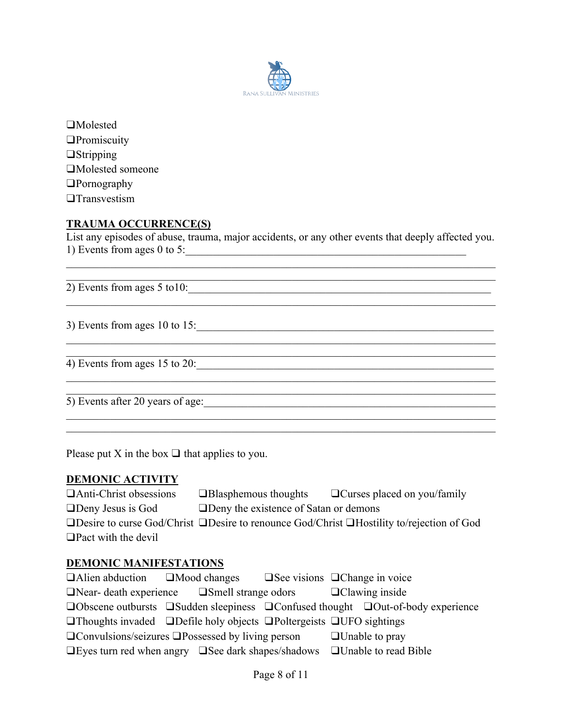❑Molested
❑Promiscuity
❑Stripping
❑Molested someone
❑Pornography
❑Transvestism

**TRAUMA OCCURRENCE(S)**

List any episodes of abuse, trauma, major accidents, or any other events that deeply affected you.

1) Events from ages 0 to 5:_______________________________________________________

_______________________________________________________________________________

_______________________________________________________________________________

2) Events from ages 5 to10:_______________________________________________________

_______________________________________________________________________________

3) Events from ages 10 to 15:_____________________________________________________

_______________________________________________________________________________

_______________________________________________________________________________

4) Events from ages 15 to 20:_____________________________________________________

_______________________________________________________________________________

_______________________________________________________________________________

5) Events after 20 years of age:___________________________________________________

_______________________________________________________________________________

_______________________________________________________________________________

Please put X in the box ❑ that applies to you.

**DEMONIC ACTIVITY**

❑Anti-Christ obsessions ❑Blasphemous thoughts ❑Curses placed on you/family
❑Deny Jesus is God ❑Deny the existence of Satan or demons
❑Desire to curse God/Christ ❑Desire to renounce God/Christ ❑Hostility to/rejection of God
❑Pact with the devil

**DEMONIC MANIFESTATIONS**

❑Alien abduction ❑Mood changes ❑See visions ❑Change in voice
❑Near- death experience ❑Smell strange odors ❑Clawing inside
❑Obscene outbursts ❑Sudden sleepiness ❑Confused thought ❑Out-of-body experience
❑Thoughts invaded ❑Defile holy objects ❑Poltergeists ❑UFO sightings
❑Convulsions/seizures ❑Possessed by living person ❑Unable to pray
❑Eyes turn red when angry ❑See dark shapes/shadows ❑Unable to read Bible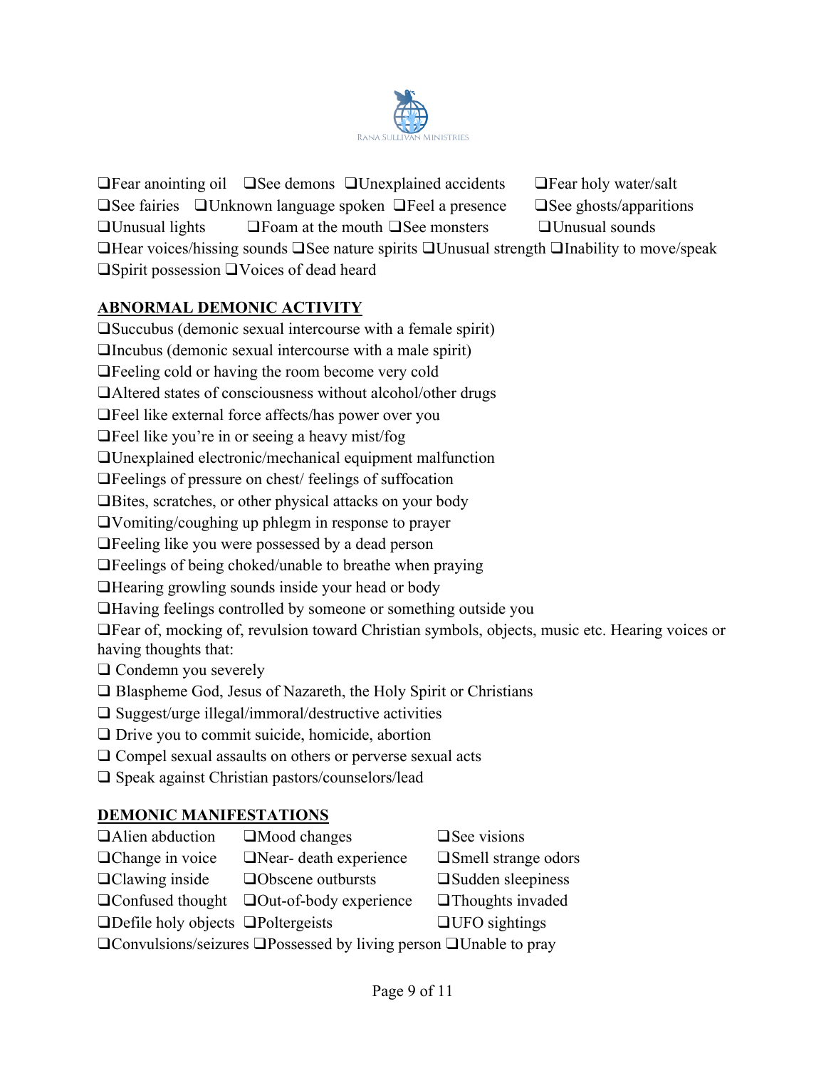- ❑Fear anointing oil
- ❑See demons
- ❑Unexplained accidents
- ❑Fear holy water/salt
- ❑See fairies
- ❑Unknown language spoken
- ❑Feel a presence
- ❑See ghosts/apparitions
- ❑Unusual lights
- ❑Foam at the mouth
- ❑See monsters
- ❑Unusual sounds
- ❑Hear voices/hissing sounds
- ❑See nature spirits
- ❑Unusual strength
- ❑Inability to move/speak
- ❑Spirit possession
- ❑Voices of dead heard

## ABNORMAL DEMONIC ACTIVITY

❑Succubus (demonic sexual intercourse with a female spirit)
❑Incubus (demonic sexual intercourse with a male spirit)
❑Feeling cold or having the room become very cold
❑Altered states of consciousness without alcohol/other drugs
❑Feel like external force affects/has power over you
❑Feel like you're in or seeing a heavy mist/fog
❑Unexplained electronic/mechanical equipment malfunction
❑Feelings of pressure on chest/ feelings of suffocation
❑Bites, scratches, or other physical attacks on your body
❑Vomiting/coughing up phlegm in response to prayer
❑Feeling like you were possessed by a dead person
❑Feelings of being choked/unable to breathe when praying
❑Hearing growling sounds inside your head or body
❑Having feelings controlled by someone or something outside you
❑Fear of, mocking of, revulsion toward Christian symbols, objects, music etc. Hearing voices or having thoughts that:
❑ Condemn you severely
❑ Blaspheme God, Jesus of Nazareth, the Holy Spirit or Christians
❑ Suggest/urge illegal/immoral/destructive activities
❑ Drive you to commit suicide, homicide, abortion
❑ Compel sexual assaults on others or perverse sexual acts
❑ Speak against Christian pastors/counselors/lead

## DEMONIC MANIFESTATIONS

- ❑Alien abduction
- ❑Mood changes
- ❑See visions
- ❑Change in voice
- ❑Near- death experience
- ❑Smell strange odors
- ❑Clawing inside
- ❑Obscene outbursts
- ❑Sudden sleepiness
- ❑Confused thought
- ❑Out-of-body experience
- ❑Thoughts invaded
- ❑Defile holy objects
- ❑Poltergeists
- ❑UFO sightings
- ❑Convulsions/seizures
- ❑Possessed by living person
- ❑Unable to pray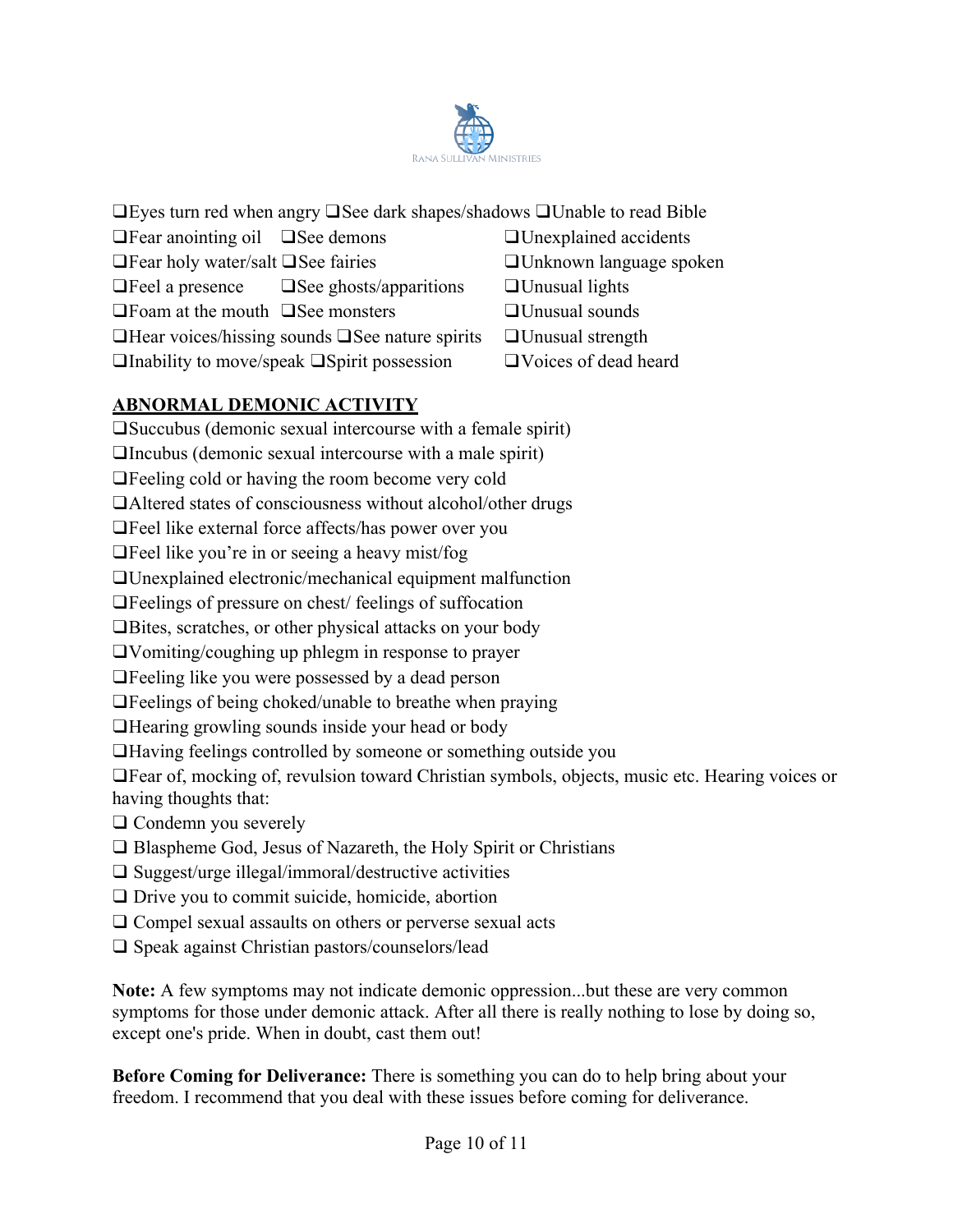- ❑Eyes turn red when angry
- ❑Fear anointing oil
- ❑Fear holy water/salt
- ❑Feel a presence
- ❑Foam at the mouth
- ❑Hear voices/hissing sounds
- ❑Inability to move/speak
- ❑See dark shapes/shadows
- ❑See demons
- ❑See fairies
- ❑See ghosts/apparitions
- ❑See monsters
- ❑See nature spirits
- ❑Spirit possession
- ❑Unable to read Bible
- ❑Unexplained accidents
- ❑Unknown language spoken
- ❑Unusual lights
- ❑Unusual sounds
- ❑Unusual strength
- ❑Voices of dead heard

## ABNORMAL DEMONIC ACTIVITY

❑Succubus (demonic sexual intercourse with a female spirit)
❑Incubus (demonic sexual intercourse with a male spirit)
❑Feeling cold or having the room become very cold
❑Altered states of consciousness without alcohol/other drugs
❑Feel like external force affects/has power over you
❑Feel like you're in or seeing a heavy mist/fog
❑Unexplained electronic/mechanical equipment malfunction
❑Feelings of pressure on chest/ feelings of suffocation
❑Bites, scratches, or other physical attacks on your body
❑Vomiting/coughing up phlegm in response to prayer
❑Feeling like you were possessed by a dead person
❑Feelings of being choked/unable to breathe when praying
❑Hearing growling sounds inside your head or body
❑Having feelings controlled by someone or something outside you
❑Fear of, mocking of, revulsion toward Christian symbols, objects, music etc. Hearing voices or having thoughts that:
❑ Condemn you severely
❑ Blaspheme God, Jesus of Nazareth, the Holy Spirit or Christians
❑ Suggest/urge illegal/immoral/destructive activities
❑ Drive you to commit suicide, homicide, abortion
❑ Compel sexual assaults on others or perverse sexual acts
❑ Speak against Christian pastors/counselors/lead

**Note:** A few symptoms may not indicate demonic oppression...but these are very common symptoms for those under demonic attack. After all there is really nothing to lose by doing so, except one's pride. When in doubt, cast them out!

**Before Coming for Deliverance:** There is something you can do to help bring about your freedom. I recommend that you deal with these issues before coming for deliverance.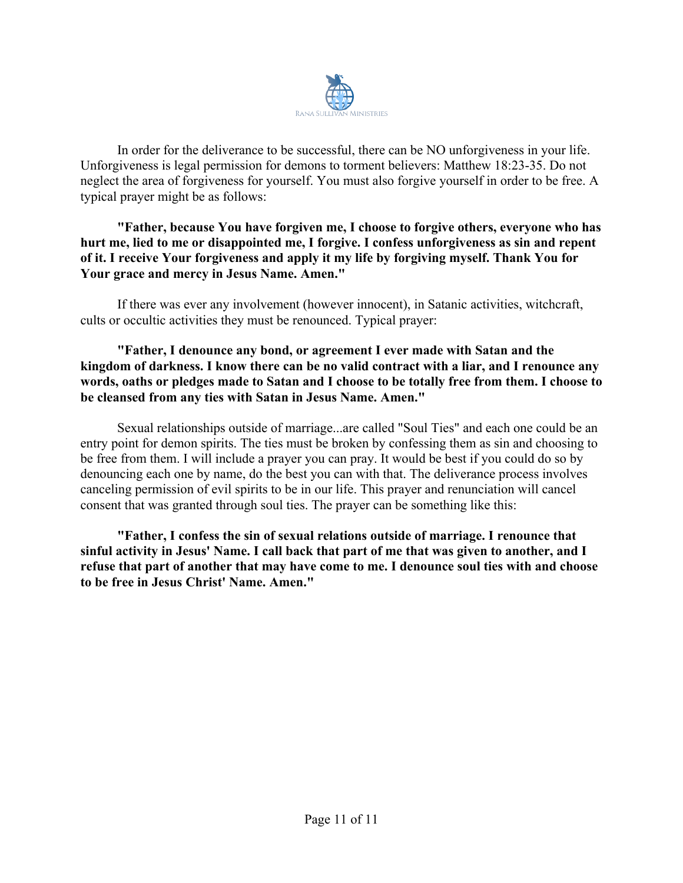In order for the deliverance to be successful, there can be NO unforgiveness in your life. Unforgiveness is legal permission for demons to torment believers: Matthew 18:23-35. Do not neglect the area of forgiveness for yourself. You must also forgive yourself in order to be free. A typical prayer might be as follows:

**"Father, because You have forgiven me, I choose to forgive others, everyone who has hurt me, lied to me or disappointed me, I forgive. I confess unforgiveness as sin and repent of it. I receive Your forgiveness and apply it my life by forgiving myself. Thank You for Your grace and mercy in Jesus Name. Amen."**

If there was ever any involvement (however innocent), in Satanic activities, witchcraft, cults or occultic activities they must be renounced. Typical prayer:

**"Father, I denounce any bond, or agreement I ever made with Satan and the kingdom of darkness. I know there can be no valid contract with a liar, and I renounce any words, oaths or pledges made to Satan and I choose to be totally free from them. I choose to be cleansed from any ties with Satan in Jesus Name. Amen."**

Sexual relationships outside of marriage...are called "Soul Ties" and each one could be an entry point for demon spirits. The ties must be broken by confessing them as sin and choosing to be free from them. I will include a prayer you can pray. It would be best if you could do so by denouncing each one by name, do the best you can with that. The deliverance process involves canceling permission of evil spirits to be in our life. This prayer and renunciation will cancel consent that was granted through soul ties. The prayer can be something like this:

**"Father, I confess the sin of sexual relations outside of marriage. I renounce that sinful activity in Jesus' Name. I call back that part of me that was given to another, and I refuse that part of another that may have come to me. I denounce soul ties with and choose to be free in Jesus Christ' Name. Amen."**